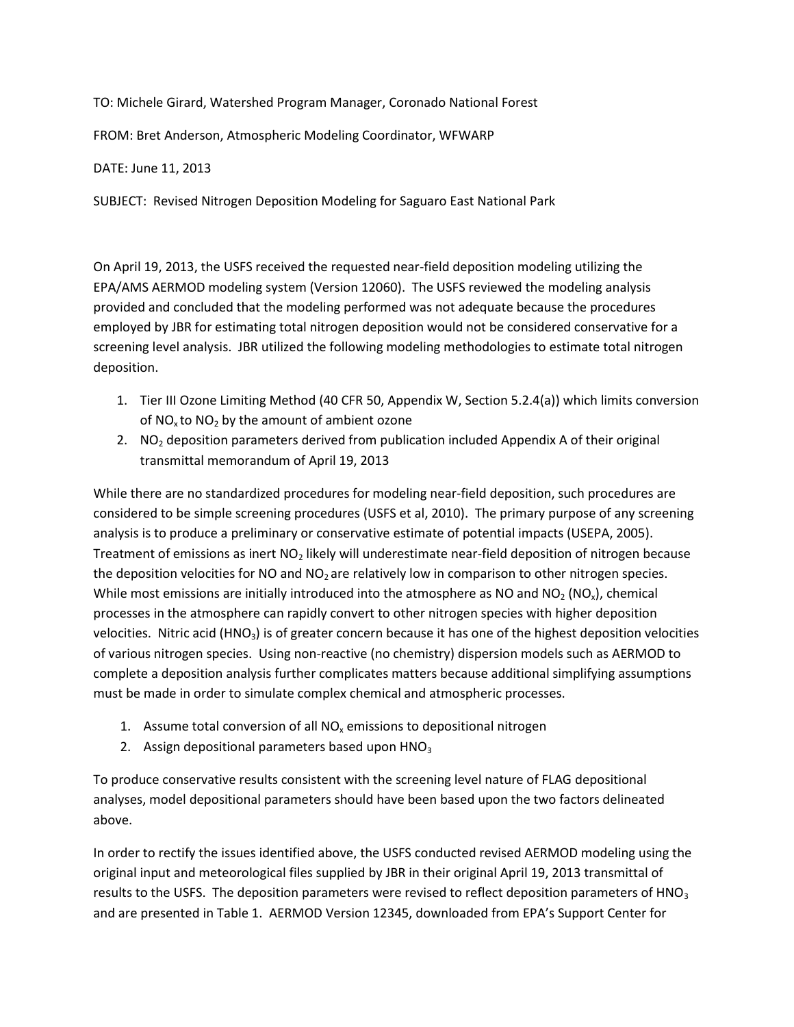TO: Michele Girard, Watershed Program Manager, Coronado National Forest

FROM: Bret Anderson, Atmospheric Modeling Coordinator, WFWARP

DATE: June 11, 2013

SUBJECT: Revised Nitrogen Deposition Modeling for Saguaro East National Park

On April 19, 2013, the USFS received the requested near-field deposition modeling utilizing the EPA/AMS AERMOD modeling system (Version 12060). The USFS reviewed the modeling analysis provided and concluded that the modeling performed was not adequate because the procedures employed by JBR for estimating total nitrogen deposition would not be considered conservative for a screening level analysis. JBR utilized the following modeling methodologies to estimate total nitrogen deposition.

1. Tier III Ozone Limiting Method (40 CFR 50, Appendix W, Section 5.2.4(a)) which limits conversion of $NO_x$ to $NO_2$ by the amount of ambient ozone
2. $NO_2$ deposition parameters derived from publication included Appendix A of their original transmittal memorandum of April 19, 2013

While there are no standardized procedures for modeling near-field deposition, such procedures are considered to be simple screening procedures (USFS et al, 2010). The primary purpose of any screening analysis is to produce a preliminary or conservative estimate of potential impacts (USEPA, 2005). Treatment of emissions as inert $NO_2$ likely will underestimate near-field deposition of nitrogen because the deposition velocities for NO and $NO_2$ are relatively low in comparison to other nitrogen species. While most emissions are initially introduced into the atmosphere as NO and $NO_2$ ($NO_x$), chemical processes in the atmosphere can rapidly convert to other nitrogen species with higher deposition velocities. Nitric acid ($HNO_3$) is of greater concern because it has one of the highest deposition velocities of various nitrogen species. Using non-reactive (no chemistry) dispersion models such as AERMOD to complete a deposition analysis further complicates matters because additional simplifying assumptions must be made in order to simulate complex chemical and atmospheric processes.

1. Assume total conversion of all $NO_x$ emissions to depositional nitrogen
2. Assign depositional parameters based upon $HNO_3$

To produce conservative results consistent with the screening level nature of FLAG depositional analyses, model depositional parameters should have been based upon the two factors delineated above.

In order to rectify the issues identified above, the USFS conducted revised AERMOD modeling using the original input and meteorological files supplied by JBR in their original April 19, 2013 transmittal of results to the USFS. The deposition parameters were revised to reflect deposition parameters of $HNO_3$ and are presented in Table 1. AERMOD Version 12345, downloaded from EPA's Support Center for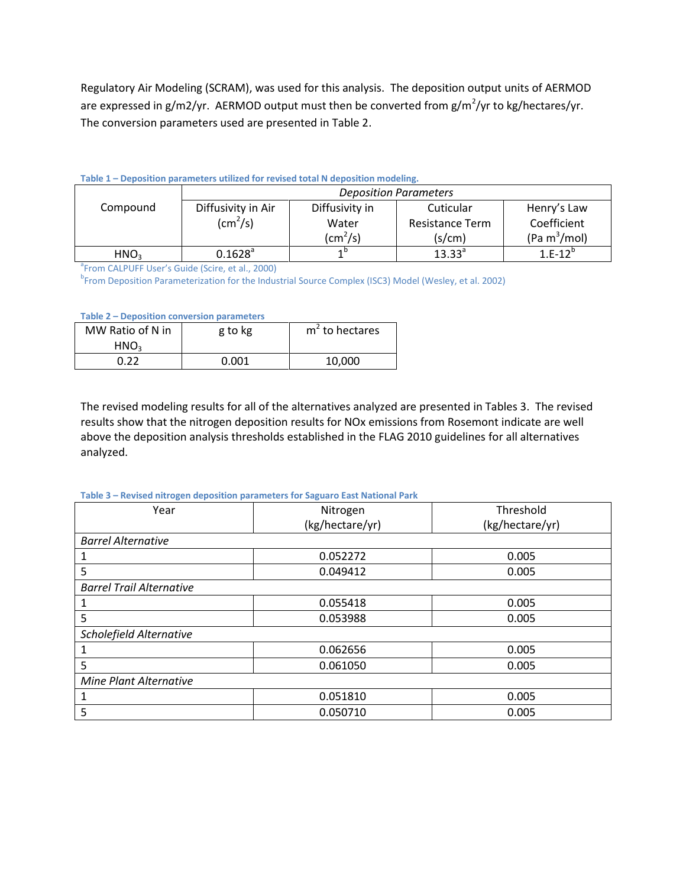Regulatory Air Modeling (SCRAM), was used for this analysis. The deposition output units of AERMOD are expressed in g/m2/yr. AERMOD output must then be converted from $g/m^2/yr$ to kg/hectares/yr. The conversion parameters used are presented in Table 2.

**Table 1 – Deposition parameters utilized for revised total N deposition modeling.**

| Compound | Deposition Parameters | | | |
|---|---|---|---|---|
| | Diffusivity in Air ($cm^2/s$) | Diffusivity in Water ($cm^2/s$) | Cuticular Resistance Term (s/cm) | Henry's Law Coefficient (Pa $m^3$/mol) |
| $HNO_3$ | 0.1628[a] | 1[b] | 13.33[a] | 1.E-12[b] |

[a]From CALPUFF User's Guide (Scire, et al., 2000)
[b]From Deposition Parameterization for the Industrial Source Complex (ISC3) Model (Wesley, et al. 2002)

**Table 2 – Deposition conversion parameters**

| MW Ratio of N in $HNO_3$ | g to kg | $m^2$ to hectares |
|---|---|---|
| 0.22 | 0.001 | 10,000 |

The revised modeling results for all of the alternatives analyzed are presented in Tables 3. The revised results show that the nitrogen deposition results for NOx emissions from Rosemont indicate are well above the deposition analysis thresholds established in the FLAG 2010 guidelines for all alternatives analyzed.

**Table 3 – Revised nitrogen deposition parameters for Saguaro East National Park**

| Year | Nitrogen (kg/hectare/yr) | Threshold (kg/hectare/yr) |
|---|---|---|
| *Barrel Alternative* | | |
| 1 | 0.052272 | 0.005 |
| 5 | 0.049412 | 0.005 |
| *Barrel Trail Alternative* | | |
| 1 | 0.055418 | 0.005 |
| 5 | 0.053988 | 0.005 |
| *Scholefield Alternative* | | |
| 1 | 0.062656 | 0.005 |
| 5 | 0.061050 | 0.005 |
| *Mine Plant Alternative* | | |
| 1 | 0.051810 | 0.005 |
| 5 | 0.050710 | 0.005 |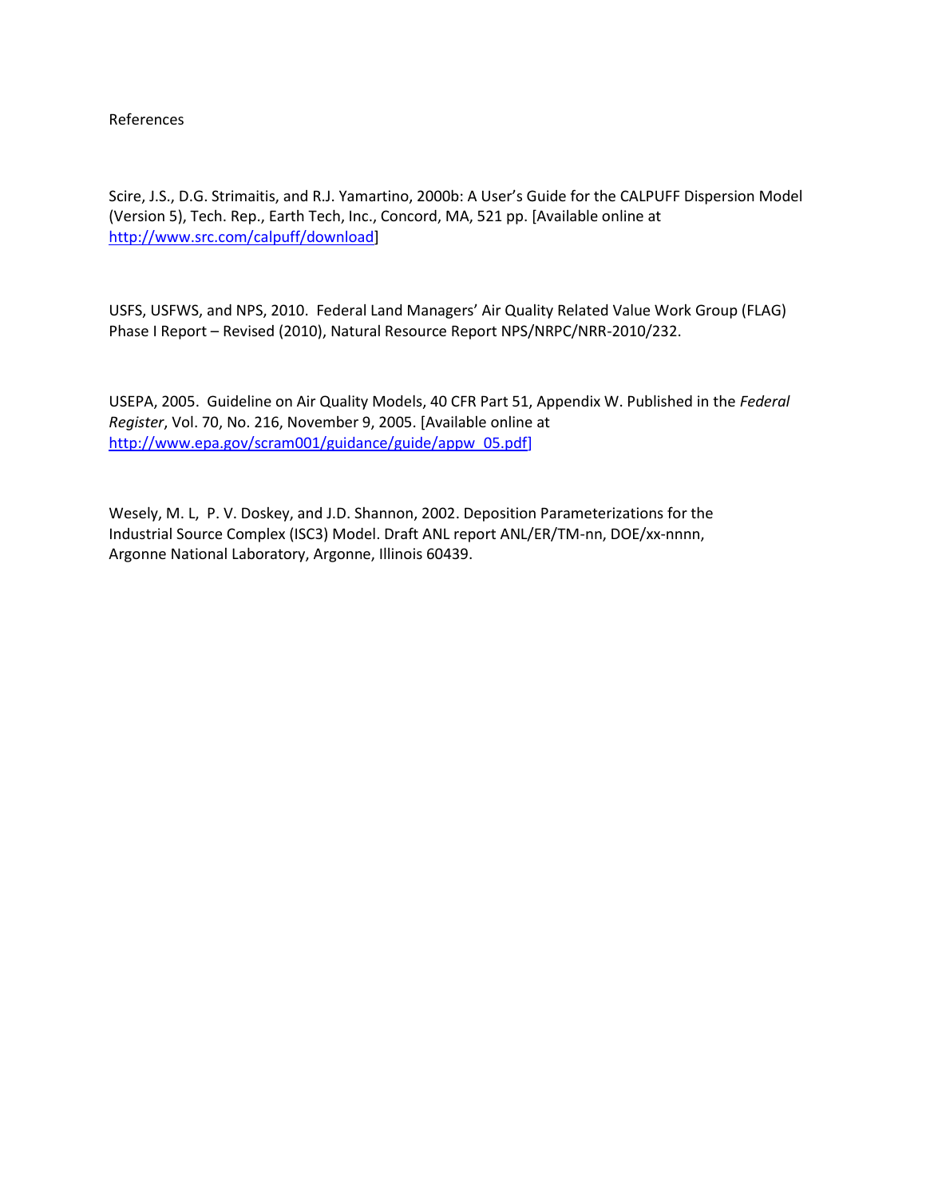References

Scire, J.S., D.G. Strimaitis, and R.J. Yamartino, 2000b: A User's Guide for the CALPUFF Dispersion Model (Version 5), Tech. Rep., Earth Tech, Inc., Concord, MA, 521 pp. [Available online at http://www.src.com/calpuff/download]

USFS, USFWS, and NPS, 2010. Federal Land Managers' Air Quality Related Value Work Group (FLAG) Phase I Report – Revised (2010), Natural Resource Report NPS/NRPC/NRR-2010/232.

USEPA, 2005. Guideline on Air Quality Models, 40 CFR Part 51, Appendix W. Published in the *Federal Register*, Vol. 70, No. 216, November 9, 2005. [Available online at http://www.epa.gov/scram001/guidance/guide/appw_05.pdf]

Wesely, M. L, P. V. Doskey, and J.D. Shannon, 2002. Deposition Parameterizations for the Industrial Source Complex (ISC3) Model. Draft ANL report ANL/ER/TM-nn, DOE/xx-nnnn, Argonne National Laboratory, Argonne, Illinois 60439.